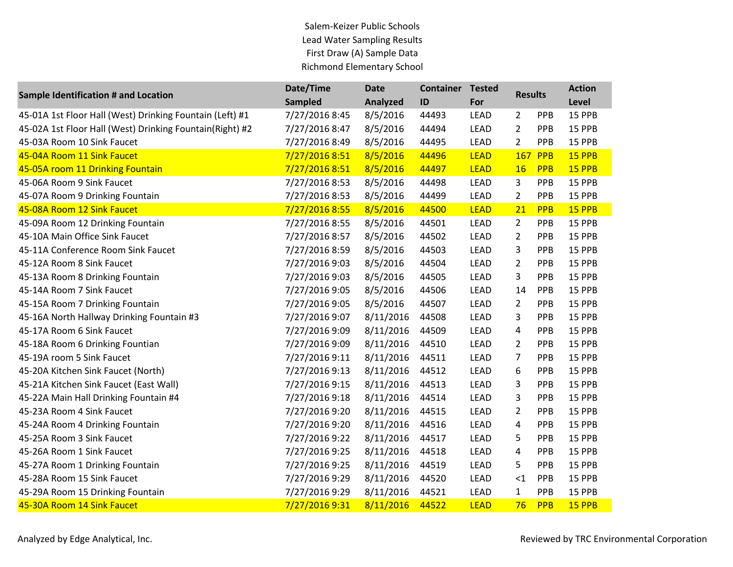Salem-Keizer Public Schools

Lead Water Sampling Results

First Draw (A) Sample Data

Richmond Elementary School

| Sample Identification # and Location | Date/Time Sampled | Date Analyzed | Container ID | Tested For | Results | | Action Level |
|---|---|---|---|---|---|---|---|
| 45-01A 1st Floor Hall (West) Drinking Fountain (Left) #1 | 7/27/2016 8:45 | 8/5/2016 | 44493 | LEAD | 2 | PPB | 15 PPB |
| 45-02A 1st Floor Hall (West) Drinking Fountain(Right) #2 | 7/27/2016 8:47 | 8/5/2016 | 44494 | LEAD | 2 | PPB | 15 PPB |
| 45-03A Room 10 Sink Faucet | 7/27/2016 8:49 | 8/5/2016 | 44495 | LEAD | 2 | PPB | 15 PPB |
| 45-04A Room 11 Sink Faucet | 7/27/2016 8:51 | 8/5/2016 | 44496 | LEAD | 167 | PPB | 15 PPB |
| 45-05A room 11 Drinking Fountain | 7/27/2016 8:51 | 8/5/2016 | 44497 | LEAD | 16 | PPB | 15 PPB |
| 45-06A Room 9 Sink Faucet | 7/27/2016 8:53 | 8/5/2016 | 44498 | LEAD | 3 | PPB | 15 PPB |
| 45-07A Room 9 Drinking Fountain | 7/27/2016 8:53 | 8/5/2016 | 44499 | LEAD | 2 | PPB | 15 PPB |
| 45-08A Room 12 Sink Faucet | 7/27/2016 8:55 | 8/5/2016 | 44500 | LEAD | 21 | PPB | 15 PPB |
| 45-09A Room 12 Drinking Fountain | 7/27/2016 8:55 | 8/5/2016 | 44501 | LEAD | 2 | PPB | 15 PPB |
| 45-10A Main Office Sink Faucet | 7/27/2016 8:57 | 8/5/2016 | 44502 | LEAD | 2 | PPB | 15 PPB |
| 45-11A Conference Room Sink Faucet | 7/27/2016 8:59 | 8/5/2016 | 44503 | LEAD | 3 | PPB | 15 PPB |
| 45-12A Room 8 Sink Faucet | 7/27/2016 9:03 | 8/5/2016 | 44504 | LEAD | 2 | PPB | 15 PPB |
| 45-13A Room 8 Drinking Fountain | 7/27/2016 9:03 | 8/5/2016 | 44505 | LEAD | 3 | PPB | 15 PPB |
| 45-14A Room 7 Sink Faucet | 7/27/2016 9:05 | 8/5/2016 | 44506 | LEAD | 14 | PPB | 15 PPB |
| 45-15A Room 7 Drinking Fountain | 7/27/2016 9:05 | 8/5/2016 | 44507 | LEAD | 2 | PPB | 15 PPB |
| 45-16A North Hallway Drinking Fountain #3 | 7/27/2016 9:07 | 8/11/2016 | 44508 | LEAD | 3 | PPB | 15 PPB |
| 45-17A Room 6 Sink Faucet | 7/27/2016 9:09 | 8/11/2016 | 44509 | LEAD | 4 | PPB | 15 PPB |
| 45-18A Room 6 Drinking Fountian | 7/27/2016 9:09 | 8/11/2016 | 44510 | LEAD | 2 | PPB | 15 PPB |
| 45-19A room 5 Sink Faucet | 7/27/2016 9:11 | 8/11/2016 | 44511 | LEAD | 7 | PPB | 15 PPB |
| 45-20A Kitchen Sink Faucet (North) | 7/27/2016 9:13 | 8/11/2016 | 44512 | LEAD | 6 | PPB | 15 PPB |
| 45-21A Kitchen Sink Faucet (East Wall) | 7/27/2016 9:15 | 8/11/2016 | 44513 | LEAD | 3 | PPB | 15 PPB |
| 45-22A Main Hall Drinking Fountain #4 | 7/27/2016 9:18 | 8/11/2016 | 44514 | LEAD | 3 | PPB | 15 PPB |
| 45-23A Room 4 Sink Faucet | 7/27/2016 9:20 | 8/11/2016 | 44515 | LEAD | 2 | PPB | 15 PPB |
| 45-24A Room 4 Drinking Fountain | 7/27/2016 9:20 | 8/11/2016 | 44516 | LEAD | 4 | PPB | 15 PPB |
| 45-25A Room 3 Sink Faucet | 7/27/2016 9:22 | 8/11/2016 | 44517 | LEAD | 5 | PPB | 15 PPB |
| 45-26A Room 1 Sink Faucet | 7/27/2016 9:25 | 8/11/2016 | 44518 | LEAD | 4 | PPB | 15 PPB |
| 45-27A Room 1 Drinking Fountain | 7/27/2016 9:25 | 8/11/2016 | 44519 | LEAD | 5 | PPB | 15 PPB |
| 45-28A Room 15 Sink Faucet | 7/27/2016 9:29 | 8/11/2016 | 44520 | LEAD | <1 | PPB | 15 PPB |
| 45-29A Room 15 Drinking Fountain | 7/27/2016 9:29 | 8/11/2016 | 44521 | LEAD | 1 | PPB | 15 PPB |
| 45-30A Room 14 Sink Faucet | 7/27/2016 9:31 | 8/11/2016 | 44522 | LEAD | 76 | PPB | 15 PPB |

Analyzed by Edge Analytical, Inc.

Reviewed by TRC Environmental Corporation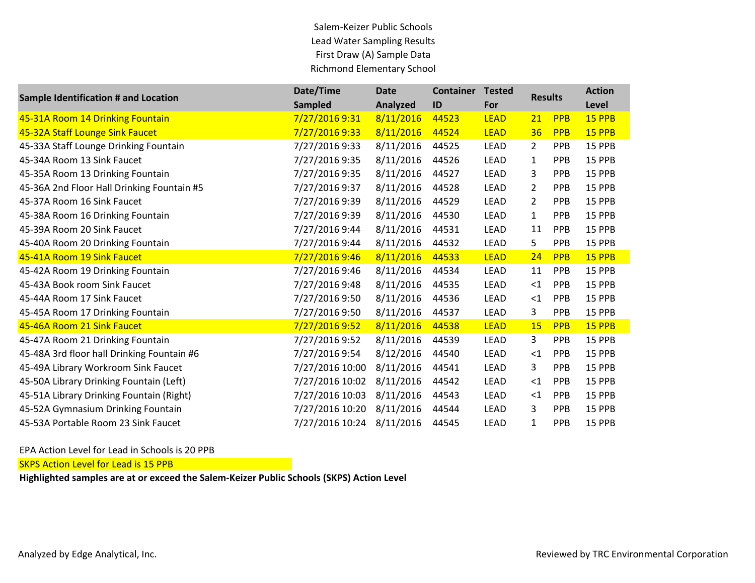Salem-Keizer Public Schools
Lead Water Sampling Results
First Draw (A) Sample Data
Richmond Elementary School

| Sample Identification # and Location | Date/Time Sampled | Date Analyzed | Container ID | Tested For | Results | | Action Level |
|---|---|---|---|---|---|---|---|
| 45-31A Room 14 Drinking Fountain | 7/27/2016 9:31 | 8/11/2016 | 44523 | LEAD | 21 | PPB | 15 PPB |
| 45-32A Staff Lounge Sink Faucet | 7/27/2016 9:33 | 8/11/2016 | 44524 | LEAD | 36 | PPB | 15 PPB |
| 45-33A Staff Lounge Drinking Fountain | 7/27/2016 9:33 | 8/11/2016 | 44525 | LEAD | 2 | PPB | 15 PPB |
| 45-34A Room 13 Sink Faucet | 7/27/2016 9:35 | 8/11/2016 | 44526 | LEAD | 1 | PPB | 15 PPB |
| 45-35A Room 13 Drinking Fountain | 7/27/2016 9:35 | 8/11/2016 | 44527 | LEAD | 3 | PPB | 15 PPB |
| 45-36A 2nd Floor Hall Drinking Fountain #5 | 7/27/2016 9:37 | 8/11/2016 | 44528 | LEAD | 2 | PPB | 15 PPB |
| 45-37A Room 16 Sink Faucet | 7/27/2016 9:39 | 8/11/2016 | 44529 | LEAD | 2 | PPB | 15 PPB |
| 45-38A Room 16 Drinking Fountain | 7/27/2016 9:39 | 8/11/2016 | 44530 | LEAD | 1 | PPB | 15 PPB |
| 45-39A Room 20 Sink Faucet | 7/27/2016 9:44 | 8/11/2016 | 44531 | LEAD | 11 | PPB | 15 PPB |
| 45-40A Room 20 Drinking Fountain | 7/27/2016 9:44 | 8/11/2016 | 44532 | LEAD | 5 | PPB | 15 PPB |
| 45-41A Room 19 Sink Faucet | 7/27/2016 9:46 | 8/11/2016 | 44533 | LEAD | 24 | PPB | 15 PPB |
| 45-42A Room 19 Drinking Fountain | 7/27/2016 9:46 | 8/11/2016 | 44534 | LEAD | 11 | PPB | 15 PPB |
| 45-43A Book room Sink Faucet | 7/27/2016 9:48 | 8/11/2016 | 44535 | LEAD | <1 | PPB | 15 PPB |
| 45-44A Room 17 Sink Faucet | 7/27/2016 9:50 | 8/11/2016 | 44536 | LEAD | <1 | PPB | 15 PPB |
| 45-45A Room 17 Drinking Fountain | 7/27/2016 9:50 | 8/11/2016 | 44537 | LEAD | 3 | PPB | 15 PPB |
| 45-46A Room 21 Sink Faucet | 7/27/2016 9:52 | 8/11/2016 | 44538 | LEAD | 15 | PPB | 15 PPB |
| 45-47A Room 21 Drinking Fountain | 7/27/2016 9:52 | 8/11/2016 | 44539 | LEAD | 3 | PPB | 15 PPB |
| 45-48A 3rd floor hall Drinking Fountain #6 | 7/27/2016 9:54 | 8/12/2016 | 44540 | LEAD | <1 | PPB | 15 PPB |
| 45-49A Library Workroom Sink Faucet | 7/27/2016 10:00 | 8/11/2016 | 44541 | LEAD | 3 | PPB | 15 PPB |
| 45-50A Library Drinking Fountain (Left) | 7/27/2016 10:02 | 8/11/2016 | 44542 | LEAD | <1 | PPB | 15 PPB |
| 45-51A Library Drinking Fountain (Right) | 7/27/2016 10:03 | 8/11/2016 | 44543 | LEAD | <1 | PPB | 15 PPB |
| 45-52A Gymnasium Drinking Fountain | 7/27/2016 10:20 | 8/11/2016 | 44544 | LEAD | 3 | PPB | 15 PPB |
| 45-53A Portable Room 23 Sink Faucet | 7/27/2016 10:24 | 8/11/2016 | 44545 | LEAD | 1 | PPB | 15 PPB |

EPA Action Level for Lead in Schools is 20 PPB

SKPS Action Level for Lead is 15 PPB

**Highlighted samples are at or exceed the Salem-Keizer Public Schools (SKPS) Action Level**

Analyzed by Edge Analytical, Inc.

Reviewed by TRC Environmental Corporation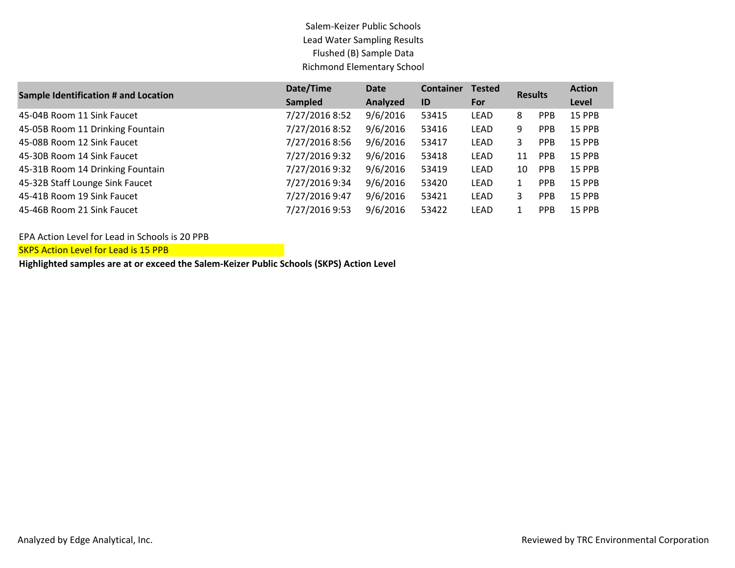Salem-Keizer Public Schools
Lead Water Sampling Results
Flushed (B) Sample Data
Richmond Elementary School

| Sample Identification # and Location | Date/Time Sampled | Date Analyzed | Container ID | Tested For | Results | | Action Level |
|---|---|---|---|---|---|---|---|
| 45-04B Room 11 Sink Faucet | 7/27/2016 8:52 | 9/6/2016 | 53415 | LEAD | 8 | PPB | 15 PPB |
| 45-05B Room 11 Drinking Fountain | 7/27/2016 8:52 | 9/6/2016 | 53416 | LEAD | 9 | PPB | 15 PPB |
| 45-08B Room 12 Sink Faucet | 7/27/2016 8:56 | 9/6/2016 | 53417 | LEAD | 3 | PPB | 15 PPB |
| 45-30B Room 14 Sink Faucet | 7/27/2016 9:32 | 9/6/2016 | 53418 | LEAD | 11 | PPB | 15 PPB |
| 45-31B Room 14 Drinking Fountain | 7/27/2016 9:32 | 9/6/2016 | 53419 | LEAD | 10 | PPB | 15 PPB |
| 45-32B Staff Lounge Sink Faucet | 7/27/2016 9:34 | 9/6/2016 | 53420 | LEAD | 1 | PPB | 15 PPB |
| 45-41B Room 19 Sink Faucet | 7/27/2016 9:47 | 9/6/2016 | 53421 | LEAD | 3 | PPB | 15 PPB |
| 45-46B Room 21 Sink Faucet | 7/27/2016 9:53 | 9/6/2016 | 53422 | LEAD | 1 | PPB | 15 PPB |

EPA Action Level for Lead in Schools is 20 PPB

SKPS Action Level for Lead is 15 PPB

**Highlighted samples are at or exceed the Salem-Keizer Public Schools (SKPS) Action Level**

Analyzed by Edge Analytical, Inc.

Reviewed by TRC Environmental Corporation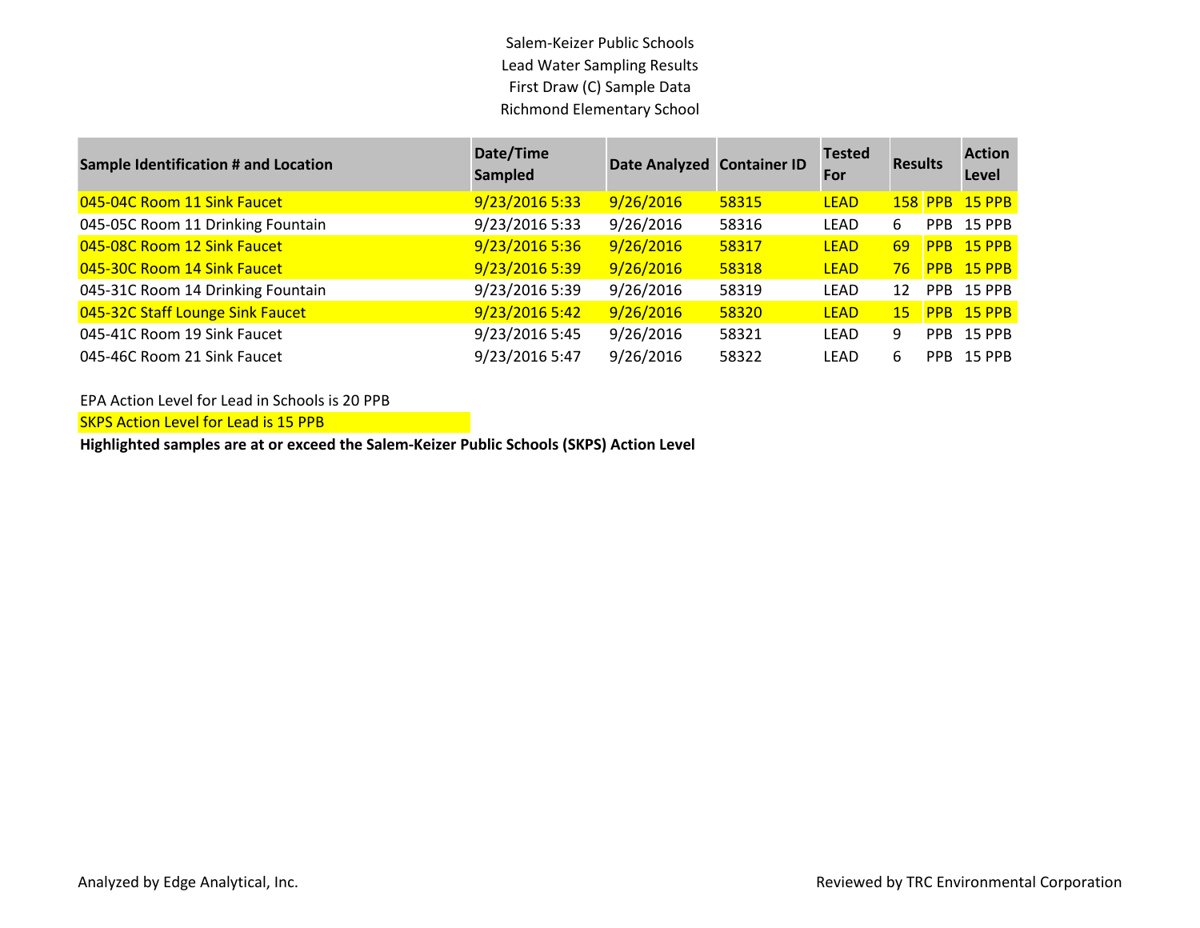Salem-Keizer Public Schools
Lead Water Sampling Results
First Draw (C) Sample Data
Richmond Elementary School

| Sample Identification # and Location | Date/Time Sampled | Date Analyzed | Container ID | Tested For | Results | | Action Level |
|---|---|---|---|---|---|---|---|
| 045-04C Room 11 Sink Faucet | 9/23/2016 5:33 | 9/26/2016 | 58315 | LEAD | 158 | PPB | 15 PPB |
| 045-05C Room 11 Drinking Fountain | 9/23/2016 5:33 | 9/26/2016 | 58316 | LEAD | 6 | PPB | 15 PPB |
| 045-08C Room 12 Sink Faucet | 9/23/2016 5:36 | 9/26/2016 | 58317 | LEAD | 69 | PPB | 15 PPB |
| 045-30C Room 14 Sink Faucet | 9/23/2016 5:39 | 9/26/2016 | 58318 | LEAD | 76 | PPB | 15 PPB |
| 045-31C Room 14 Drinking Fountain | 9/23/2016 5:39 | 9/26/2016 | 58319 | LEAD | 12 | PPB | 15 PPB |
| 045-32C Staff Lounge Sink Faucet | 9/23/2016 5:42 | 9/26/2016 | 58320 | LEAD | 15 | PPB | 15 PPB |
| 045-41C Room 19 Sink Faucet | 9/23/2016 5:45 | 9/26/2016 | 58321 | LEAD | 9 | PPB | 15 PPB |
| 045-46C Room 21 Sink Faucet | 9/23/2016 5:47 | 9/26/2016 | 58322 | LEAD | 6 | PPB | 15 PPB |

EPA Action Level for Lead in Schools is 20 PPB

SKPS Action Level for Lead is 15 PPB

**Highlighted samples are at or exceed the Salem-Keizer Public Schools (SKPS) Action Level**

Analyzed by Edge Analytical, Inc.

Reviewed by TRC Environmental Corporation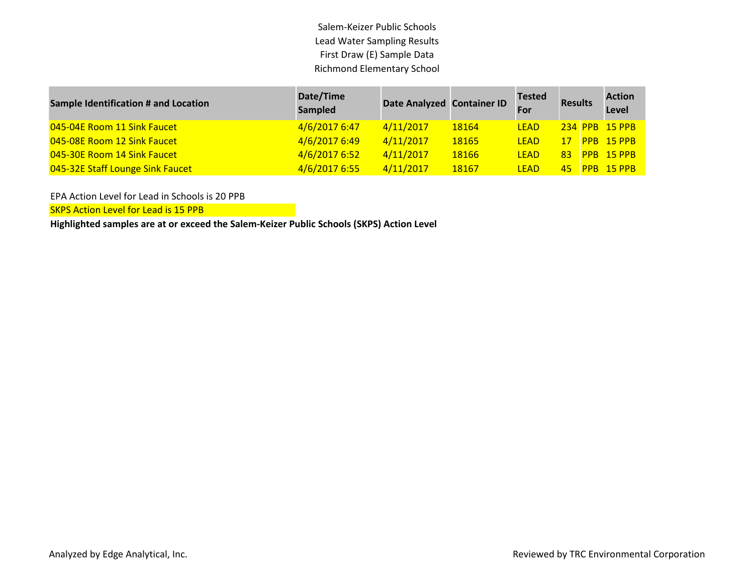Salem-Keizer Public Schools
Lead Water Sampling Results
First Draw (E) Sample Data
Richmond Elementary School

| Sample Identification # and Location | Date/Time Sampled | Date Analyzed | Container ID | Tested For | Results | | Action Level |
|---|---|---|---|---|---|---|---|
| 045-04E Room 11 Sink Faucet | 4/6/2017 6:47 | 4/11/2017 | 18164 | LEAD | 234 | PPB | 15 PPB |
| 045-08E Room 12 Sink Faucet | 4/6/2017 6:49 | 4/11/2017 | 18165 | LEAD | 17 | PPB | 15 PPB |
| 045-30E Room 14 Sink Faucet | 4/6/2017 6:52 | 4/11/2017 | 18166 | LEAD | 83 | PPB | 15 PPB |
| 045-32E Staff Lounge Sink Faucet | 4/6/2017 6:55 | 4/11/2017 | 18167 | LEAD | 45 | PPB | 15 PPB |

EPA Action Level for Lead in Schools is 20 PPB

SKPS Action Level for Lead is 15 PPB

**Highlighted samples are at or exceed the Salem-Keizer Public Schools (SKPS) Action Level**

Analyzed by Edge Analytical, Inc.

Reviewed by TRC Environmental Corporation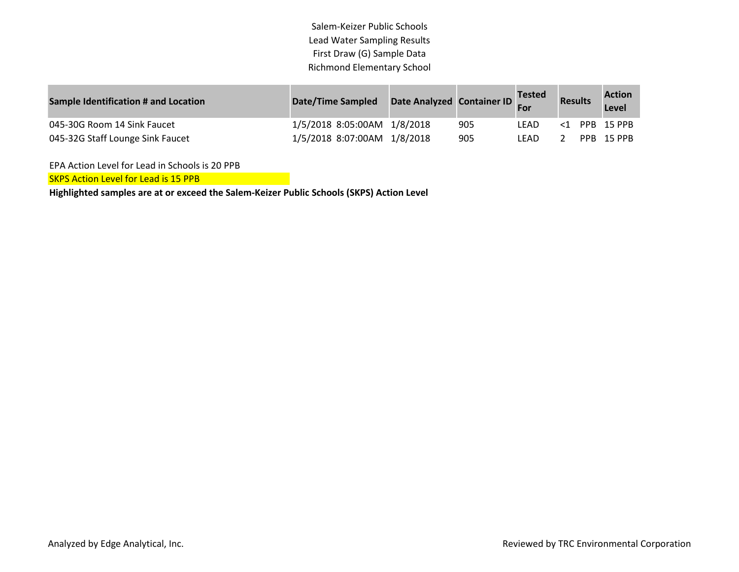Salem-Keizer Public Schools
Lead Water Sampling Results
First Draw (G) Sample Data
Richmond Elementary School

| Sample Identification # and Location | Date/Time Sampled | Date Analyzed | Container ID | Tested For | Results | | Action Level |
|---|---|---|---|---|---|---|---|
| 045-30G Room 14 Sink Faucet | 1/5/2018 8:05:00AM | 1/8/2018 | 905 | LEAD | <1 | PPB | 15 PPB |
| 045-32G Staff Lounge Sink Faucet | 1/5/2018 8:07:00AM | 1/8/2018 | 905 | LEAD | 2 | PPB | 15 PPB |

EPA Action Level for Lead in Schools is 20 PPB

SKPS Action Level for Lead is 15 PPB

**Highlighted samples are at or exceed the Salem-Keizer Public Schools (SKPS) Action Level**

Analyzed by Edge Analytical, Inc.

Reviewed by TRC Environmental Corporation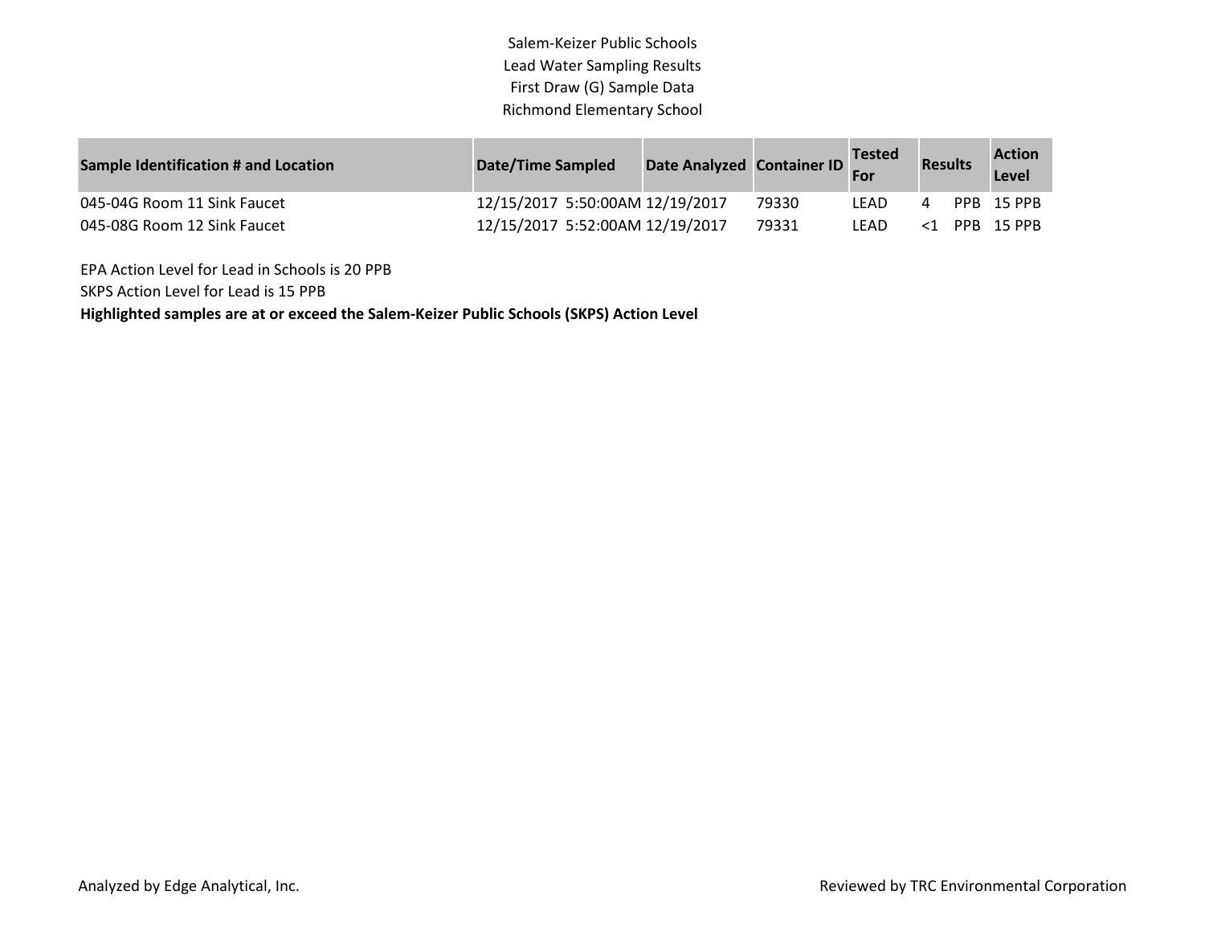Salem-Keizer Public Schools
Lead Water Sampling Results
First Draw (G) Sample Data
Richmond Elementary School

| Sample Identification # and Location | Date/Time Sampled | Date Analyzed | Container ID | Tested For | Results | Action Level |
|---|---|---|---|---|---|---|
| 045-04G Room 11 Sink Faucet | 12/15/2017 5:50:00AM | 12/19/2017 | 79330 | LEAD | 4 PPB | 15 PPB |
| 045-08G Room 12 Sink Faucet | 12/15/2017 5:52:00AM | 12/19/2017 | 79331 | LEAD | <1 PPB | 15 PPB |

EPA Action Level for Lead in Schools is 20 PPB

SKPS Action Level for Lead is 15 PPB

**Highlighted samples are at or exceed the Salem-Keizer Public Schools (SKPS) Action Level**

Analyzed by Edge Analytical, Inc.

Reviewed by TRC Environmental Corporation